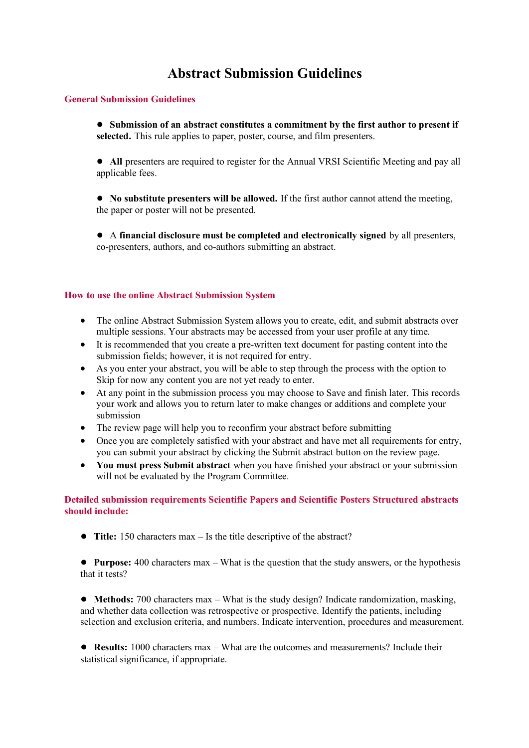# Abstract Submission Guidelines

## General Submission Guidelines

- **Submission of an abstract constitutes a commitment by the first author to present if selected.** This rule applies to paper, poster, course, and film presenters.

- **All** presenters are required to register for the Annual VRSI Scientific Meeting and pay all applicable fees.

- **No substitute presenters will be allowed.** If the first author cannot attend the meeting, the paper or poster will not be presented.

- A **financial disclosure must be completed and electronically signed** by all presenters, co-presenters, authors, and co-authors submitting an abstract.

## How to use the online Abstract Submission System

- The online Abstract Submission System allows you to create, edit, and submit abstracts over multiple sessions. Your abstracts may be accessed from your user profile at any time.
- It is recommended that you create a pre-written text document for pasting content into the submission fields; however, it is not required for entry.
- As you enter your abstract, you will be able to step through the process with the option to Skip for now any content you are not yet ready to enter.
- At any point in the submission process you may choose to Save and finish later. This records your work and allows you to return later to make changes or additions and complete your submission
- The review page will help you to reconfirm your abstract before submitting
- Once you are completely satisfied with your abstract and have met all requirements for entry, you can submit your abstract by clicking the Submit abstract button on the review page.
- **You must press Submit abstract** when you have finished your abstract or your submission will not be evaluated by the Program Committee.

## Detailed submission requirements Scientific Papers and Scientific Posters Structured abstracts should include:

- **Title:** 150 characters max – Is the title descriptive of the abstract?

- **Purpose:** 400 characters max – What is the question that the study answers, or the hypothesis that it tests?

- **Methods:** 700 characters max – What is the study design? Indicate randomization, masking, and whether data collection was retrospective or prospective. Identify the patients, including selection and exclusion criteria, and numbers. Indicate intervention, procedures and measurement.

- **Results:** 1000 characters max – What are the outcomes and measurements? Include their statistical significance, if appropriate.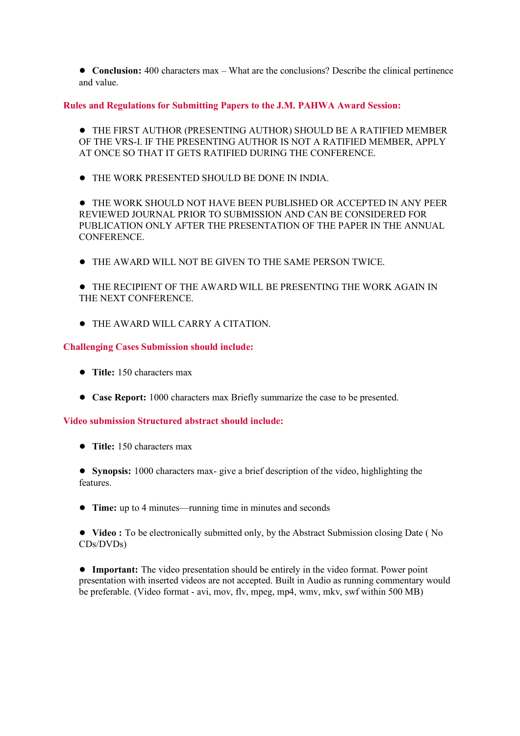- **Conclusion:** 400 characters max – What are the conclusions? Describe the clinical pertinence and value.

### Rules and Regulations for Submitting Papers to the J.M. PAHWA Award Session:

- THE FIRST AUTHOR (PRESENTING AUTHOR) SHOULD BE A RATIFIED MEMBER OF THE VRS-I. IF THE PRESENTING AUTHOR IS NOT A RATIFIED MEMBER, APPLY AT ONCE SO THAT IT GETS RATIFIED DURING THE CONFERENCE.

- THE WORK PRESENTED SHOULD BE DONE IN INDIA.

- THE WORK SHOULD NOT HAVE BEEN PUBLISHED OR ACCEPTED IN ANY PEER REVIEWED JOURNAL PRIOR TO SUBMISSION AND CAN BE CONSIDERED FOR PUBLICATION ONLY AFTER THE PRESENTATION OF THE PAPER IN THE ANNUAL CONFERENCE.

- THE AWARD WILL NOT BE GIVEN TO THE SAME PERSON TWICE.

- THE RECIPIENT OF THE AWARD WILL BE PRESENTING THE WORK AGAIN IN THE NEXT CONFERENCE.

- THE AWARD WILL CARRY A CITATION.

### Challenging Cases Submission should include:

- **Title:** 150 characters max

- **Case Report:** 1000 characters max Briefly summarize the case to be presented.

### Video submission Structured abstract should include:

- **Title:** 150 characters max

- **Synopsis:** 1000 characters max- give a brief description of the video, highlighting the features.

- **Time:** up to 4 minutes—running time in minutes and seconds

- **Video :** To be electronically submitted only, by the Abstract Submission closing Date ( No CDs/DVDs)

- **Important:** The video presentation should be entirely in the video format. Power point presentation with inserted videos are not accepted. Built in Audio as running commentary would be preferable. (Video format - avi, mov, flv, mpeg, mp4, wmv, mkv, swf within 500 MB)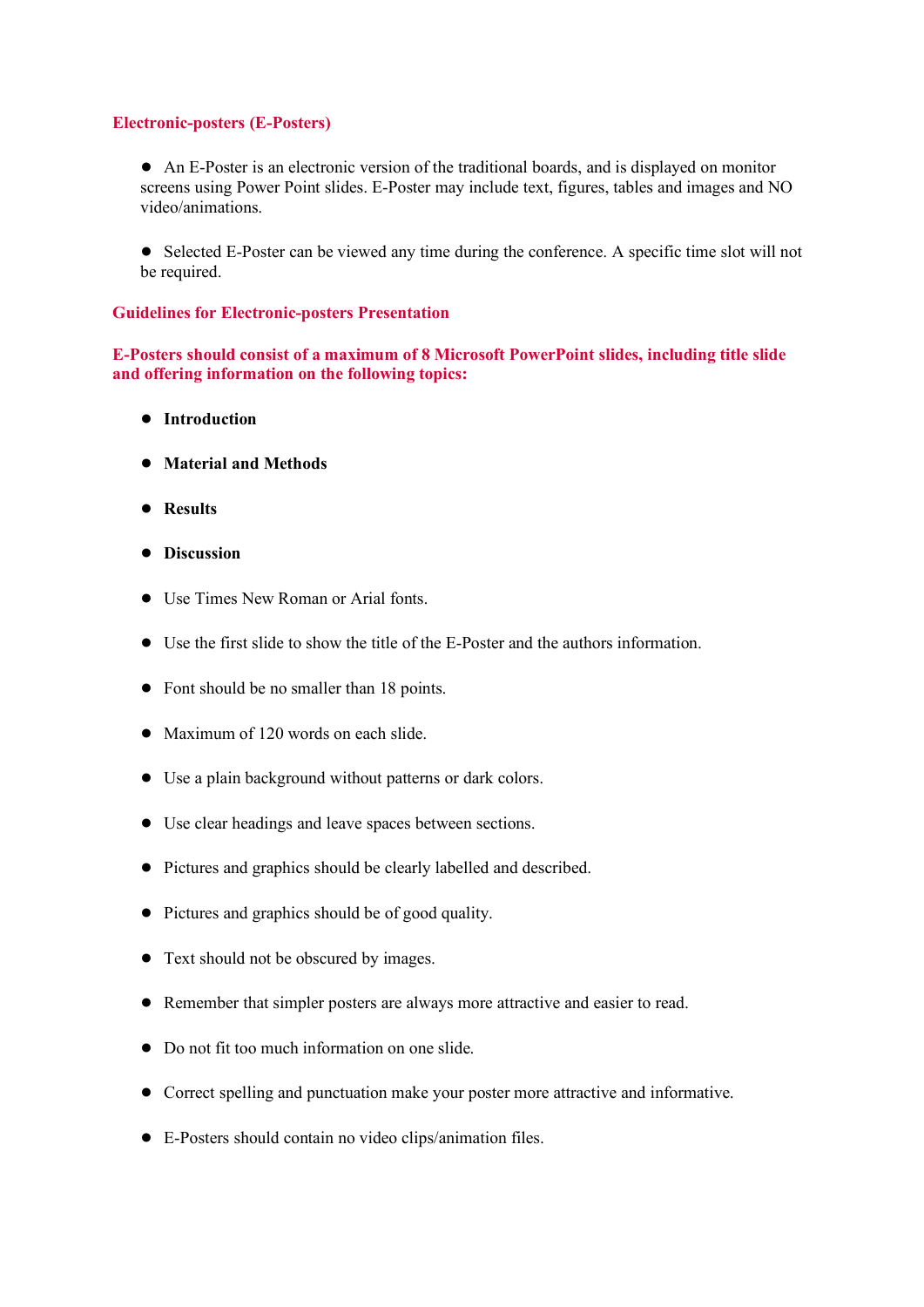## Electronic-posters (E-Posters)

- An E-Poster is an electronic version of the traditional boards, and is displayed on monitor screens using Power Point slides. E-Poster may include text, figures, tables and images and NO video/animations.

- Selected E-Poster can be viewed any time during the conference. A specific time slot will not be required.

## Guidelines for Electronic-posters Presentation

**E-Posters should consist of a maximum of 8 Microsoft PowerPoint slides, including title slide and offering information on the following topics:**

- **Introduction**
- **Material and Methods**
- **Results**
- **Discussion**
- Use Times New Roman or Arial fonts.
- Use the first slide to show the title of the E-Poster and the authors information.
- Font should be no smaller than 18 points.
- Maximum of 120 words on each slide.
- Use a plain background without patterns or dark colors.
- Use clear headings and leave spaces between sections.
- Pictures and graphics should be clearly labelled and described.
- Pictures and graphics should be of good quality.
- Text should not be obscured by images.
- Remember that simpler posters are always more attractive and easier to read.
- Do not fit too much information on one slide.
- Correct spelling and punctuation make your poster more attractive and informative.
- E-Posters should contain no video clips/animation files.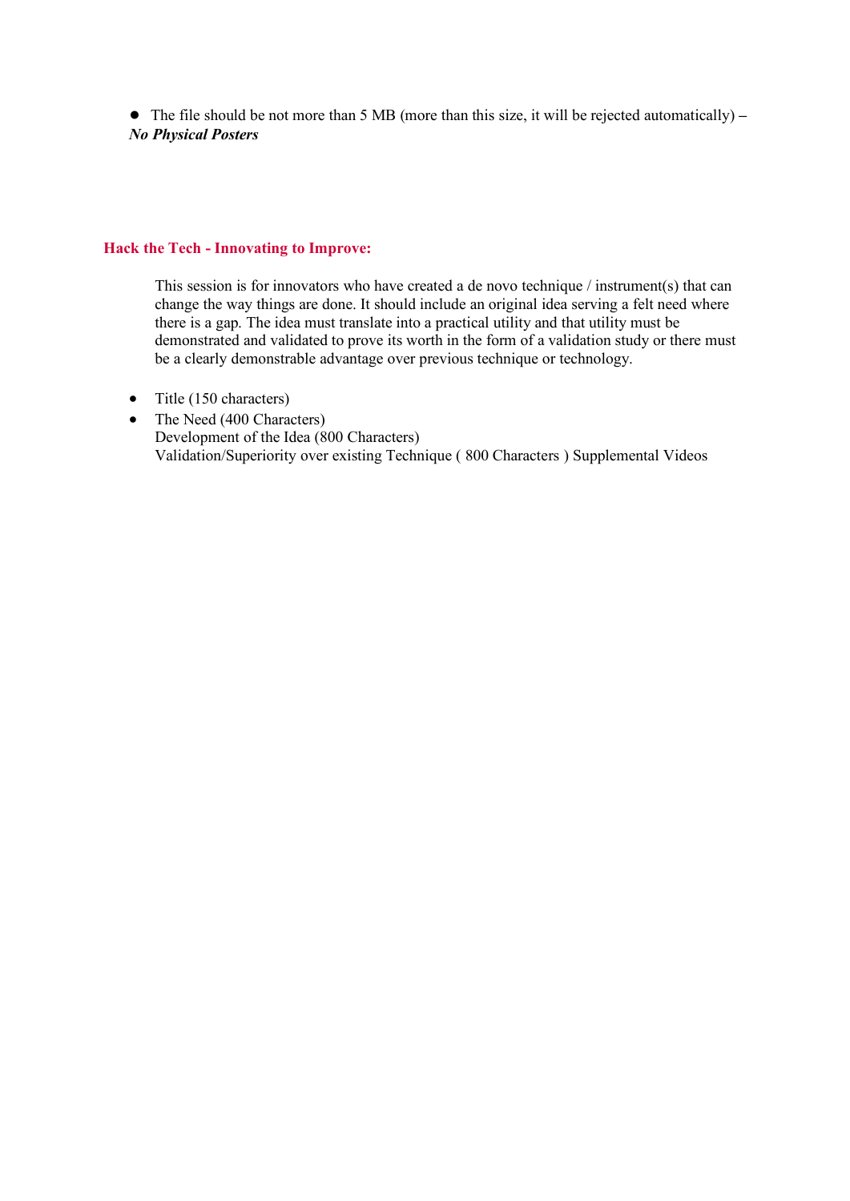- The file should be not more than 5 MB (more than this size, it will be rejected automatically) – ***No Physical Posters***

## Hack the Tech - Innovating to Improve:

This session is for innovators who have created a de novo technique / instrument(s) that can change the way things are done. It should include an original idea serving a felt need where there is a gap. The idea must translate into a practical utility and that utility must be demonstrated and validated to prove its worth in the form of a validation study or there must be a clearly demonstrable advantage over previous technique or technology.

- Title (150 characters)
- The Need (400 Characters)
  Development of the Idea (800 Characters)
  Validation/Superiority over existing Technique ( 800 Characters ) Supplemental Videos